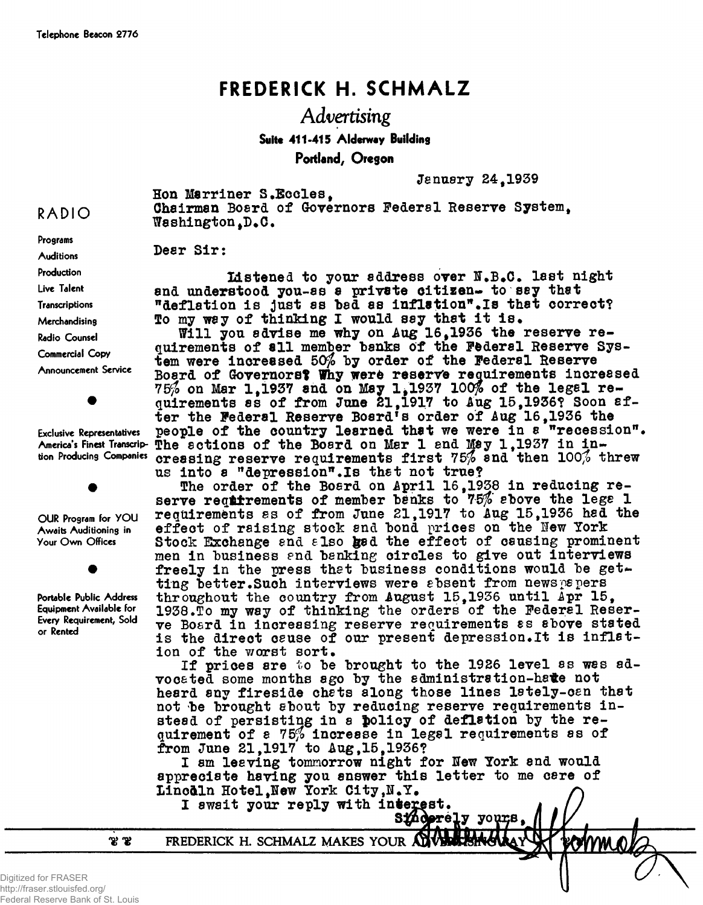Telephone Beacon 2776

# FREDERICK H. SCHMALZ

*Advertising*

**Suite 411-415 Alderway Building**

**Portland, Oregon**

RADIO

Programs
Auditions
Production
Live Talent
Transcriptions
Merchandising
Radio Counsel
Commercial Copy
Announcement Service

Exclusive Representatives America's Finest Transcription Producing Companies

OUR Program for YOU Awaits Auditioning in Your Own Offices

Portable Public Address Equipment Available for Every Requirement, Sold or Rented

January 24,1939

Hon Marriner S.Eccles,
Chairman Board of Governors Federal Reserve System,
Washington,D.C.

Dear Sir:

Listened to your address over N.B.C. last night and understood you-as a private citizen- to say that "deflation is just as bad as inflation".Is that correct? To my way of thinking I would say that it is.

Will you advise me why on Aug 16,1936 the reserve requirements of all member banks of the Federal Reserve System were increased 50% by order of the Federal Reserve Board of Governors? Why were reserve requirements increased 75% on Mar 1,1937 and on May 1,1937 100% of the legal requirements as of from June 21,1917 to Aug 15,1936? Soon after the Federal Reserve Board's order of Aug 16,1936 the people of the country learned that we were in a "recession". The actions of the Board on Mar 1 and May 1,1937 in increasing reserve requirements first 75% and then 100% threw us into a "depression".Is that not true?

The order of the Board on April 16,1938 in reducing reserve requirements of member banks to 75% above the legal requirements as of from June 21,1917 to Aug 15,1936 had the effect of raising stock and bond prices on the New York Stock Exchange and also had the effect of causing prominent men in business and banking circles to give out interviews freely in the press that business conditions would be getting better.Such interviews were absent from newspapers throughout the country from August 15,1936 until Apr 15, 1938.To my way of thinking the orders of the Federal Reserve Board in increasing reserve requirements as above stated is the direct cause of our present depression.It is inflation of the worst sort.

If prices are to be brought to the 1926 level as was advocated some months ago by the administration-have not heard any fireside chats along those lines lately-can that not be brought about by reducing reserve requirements instead of persisting in a policy of deflation by the requirement of a 75% increase in legal requirements as of from June 21,1917 to Aug,15,1936?

I am leaving tommorrow night for New York and would appreciate having you answer this letter to me care of Lincoln Hotel,New York City,N.Y.

I await your reply with interest.

Sincerely yours,

Frederick H. Schmalz

FREDERICK H. SCHMALZ MAKES YOUR ADVERTISING PAY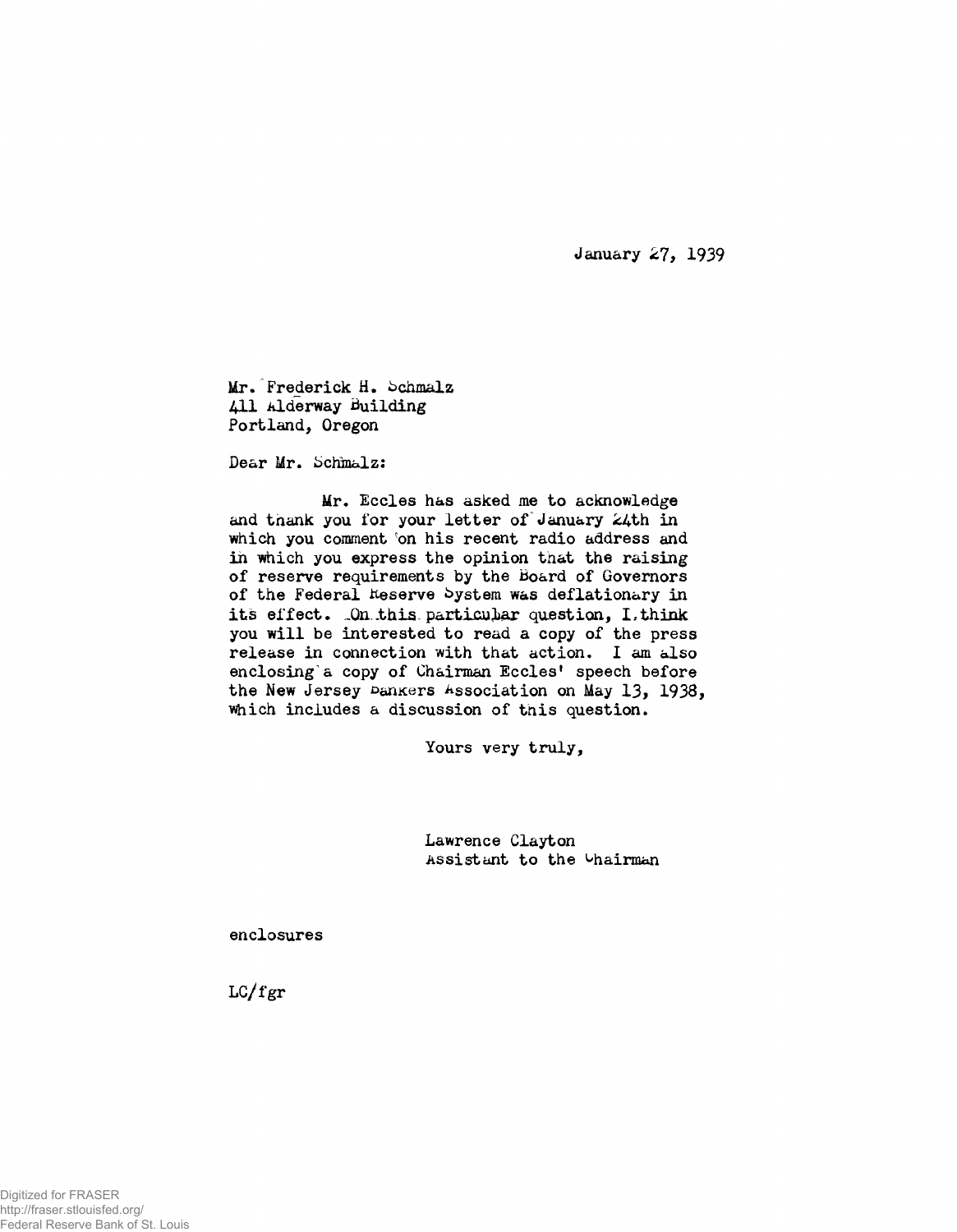January 27, 1939

Mr. Frederick H. Schmalz
411 Alderway Building
Portland, Oregon

Dear Mr. Schmalz:

Mr. Eccles has asked me to acknowledge and thank you for your letter of January 24th in which you comment on his recent radio address and in which you express the opinion that the raising of reserve requirements by the Board of Governors of the Federal Reserve System was deflationary in its effect. On this particular question, I think you will be interested to read a copy of the press release in connection with that action. I am also enclosing a copy of Chairman Eccles' speech before the New Jersey Bankers Association on May 13, 1938, which includes a discussion of this question.

Yours very truly,

Lawrence Clayton
Assistant to the Chairman

enclosures

LC/fgr